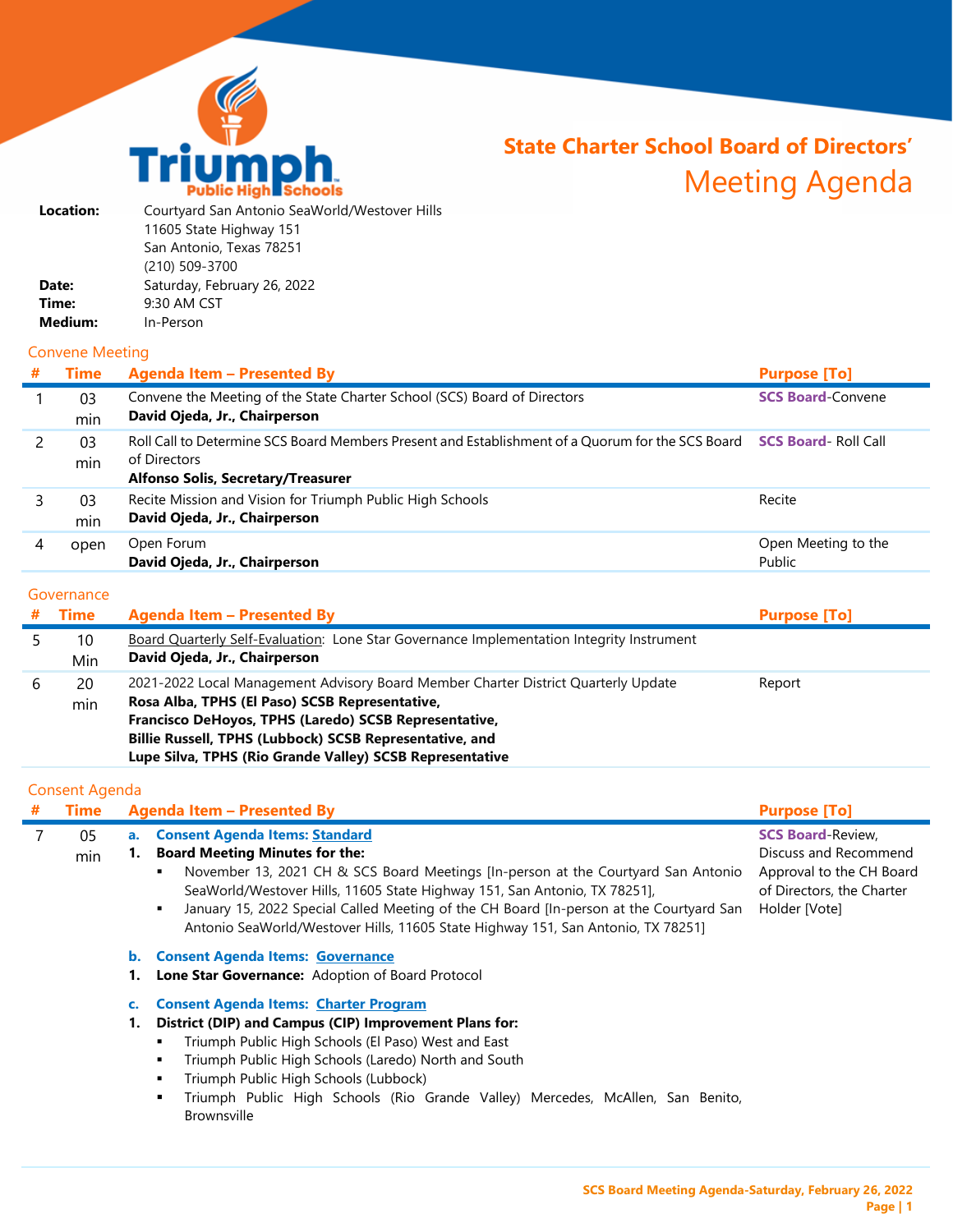# State Charter School Board of Directors' Meeting Agenda

**Location:** Courtyard San Antonio SeaWorld/Westover Hills
11605 State Highway 151
San Antonio, Texas 78251
(210) 509-3700

**Date:** Saturday, February 26, 2022

**Time:** 9:30 AM CST

**Medium:** In-Person

## Convene Meeting

| # | Time | Agenda Item – Presented By | Purpose [To] |
|---|---|---|---|
| 1 | 03 min | Convene the Meeting of the State Charter School (SCS) Board of Directors<br>**David Ojeda, Jr., Chairperson** | **SCS Board**-Convene |
| 2 | 03 min | Roll Call to Determine SCS Board Members Present and Establishment of a Quorum for the SCS Board of Directors<br>**Alfonso Solis, Secretary/Treasurer** | **SCS Board**- Roll Call |
| 3 | 03 min | Recite Mission and Vision for Triumph Public High Schools<br>**David Ojeda, Jr., Chairperson** | Recite |
| 4 | open | Open Forum<br>**David Ojeda, Jr., Chairperson** | Open Meeting to the Public |

## Governance

| # | Time | Agenda Item – Presented By | Purpose [To] |
|---|---|---|---|
| 5 | 10 Min | Board Quarterly Self-Evaluation: Lone Star Governance Implementation Integrity Instrument<br>**David Ojeda, Jr., Chairperson** | |
| 6 | 20 min | 2021-2022 Local Management Advisory Board Member Charter District Quarterly Update<br>**Rosa Alba, TPHS (El Paso) SCSB Representative,**<br>**Francisco DeHoyos, TPHS (Laredo) SCSB Representative,**<br>**Billie Russell, TPHS (Lubbock) SCSB Representative, and**<br>**Lupe Silva, TPHS (Rio Grande Valley) SCSB Representative** | Report |

## Consent Agenda

| # | Time | Agenda Item – Presented By | Purpose [To] |
|---|---|---|---|
| 7 | 05 min | **a. Consent Agenda Items: Standard**<br>**1. Board Meeting Minutes for the:**<br>▪ November 13, 2021 CH & SCS Board Meetings [In-person at the Courtyard San Antonio SeaWorld/Westover Hills, 11605 State Highway 151, San Antonio, TX 78251],<br>▪ January 15, 2022 Special Called Meeting of the CH Board [In-person at the Courtyard San Antonio SeaWorld/Westover Hills, 11605 State Highway 151, San Antonio, TX 78251]<br><br>**b. Consent Agenda Items: Governance**<br>**1. Lone Star Governance:** Adoption of Board Protocol<br><br>**c. Consent Agenda Items: Charter Program**<br>**1. District (DIP) and Campus (CIP) Improvement Plans for:**<br>▪ Triumph Public High Schools (El Paso) West and East<br>▪ Triumph Public High Schools (Laredo) North and South<br>▪ Triumph Public High Schools (Lubbock)<br>▪ Triumph Public High Schools (Rio Grande Valley) Mercedes, McAllen, San Benito, Brownsville | **SCS Board**-Review, Discuss and Recommend Approval to the CH Board of Directors, the Charter Holder [Vote] |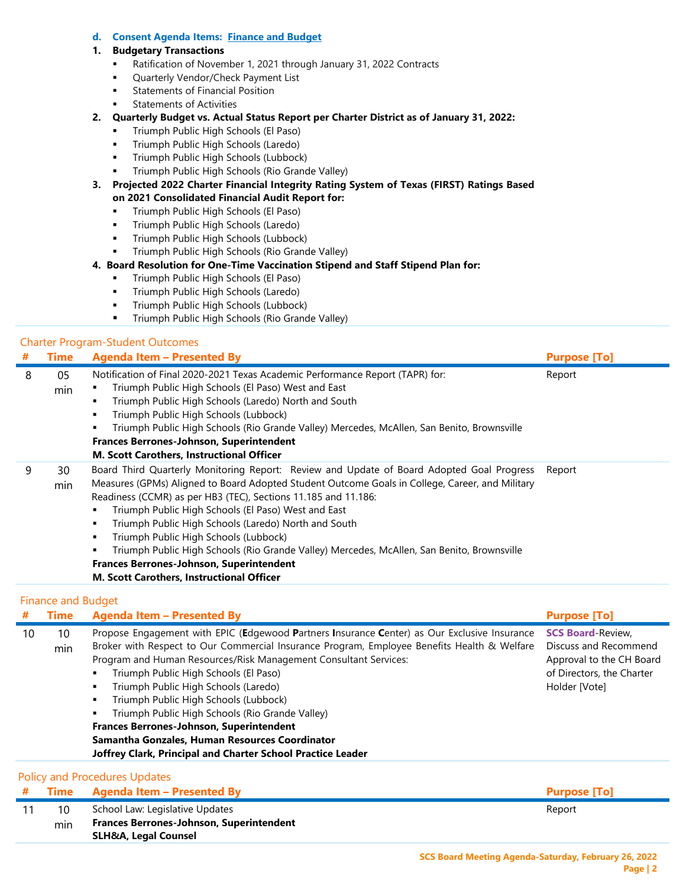**d. Consent Agenda Items: Finance and Budget**

**1. Budgetary Transactions**

- Ratification of November 1, 2021 through January 31, 2022 Contracts
- Quarterly Vendor/Check Payment List
- Statements of Financial Position
- Statements of Activities

**2. Quarterly Budget vs. Actual Status Report per Charter District as of January 31, 2022:**

- Triumph Public High Schools (El Paso)
- Triumph Public High Schools (Laredo)
- Triumph Public High Schools (Lubbock)
- Triumph Public High Schools (Rio Grande Valley)

**3. Projected 2022 Charter Financial Integrity Rating System of Texas (FIRST) Ratings Based on 2021 Consolidated Financial Audit Report for:**

- Triumph Public High Schools (El Paso)
- Triumph Public High Schools (Laredo)
- Triumph Public High Schools (Lubbock)
- Triumph Public High Schools (Rio Grande Valley)

**4. Board Resolution for One-Time Vaccination Stipend and Staff Stipend Plan for:**

- Triumph Public High Schools (El Paso)
- Triumph Public High Schools (Laredo)
- Triumph Public High Schools (Lubbock)
- Triumph Public High Schools (Rio Grande Valley)

## Charter Program-Student Outcomes

| # | Time | Agenda Item – Presented By | Purpose [To] |
|---|---|---|---|
| 8 | 05 min | Notification of Final 2020-2021 Texas Academic Performance Report (TAPR) for:<br>▪ Triumph Public High Schools (El Paso) West and East<br>▪ Triumph Public High Schools (Laredo) North and South<br>▪ Triumph Public High Schools (Lubbock)<br>▪ Triumph Public High Schools (Rio Grande Valley) Mercedes, McAllen, San Benito, Brownsville<br>**Frances Berrones-Johnson, Superintendent**<br>**M. Scott Carothers, Instructional Officer** | Report |
| 9 | 30 min | Board Third Quarterly Monitoring Report: Review and Update of Board Adopted Goal Progress Measures (GPMs) Aligned to Board Adopted Student Outcome Goals in College, Career, and Military Readiness (CCMR) as per HB3 (TEC), Sections 11.185 and 11.186:<br>▪ Triumph Public High Schools (El Paso) West and East<br>▪ Triumph Public High Schools (Laredo) North and South<br>▪ Triumph Public High Schools (Lubbock)<br>▪ Triumph Public High Schools (Rio Grande Valley) Mercedes, McAllen, San Benito, Brownsville<br>**Frances Berrones-Johnson, Superintendent**<br>**M. Scott Carothers, Instructional Officer** | Report |

## Finance and Budget

| # | Time | Agenda Item – Presented By | Purpose [To] |
|---|---|---|---|
| 10 | 10 min | Propose Engagement with EPIC (**E**dgewood **P**artners **I**nsurance **C**enter) as Our Exclusive Insurance Broker with Respect to Our Commercial Insurance Program, Employee Benefits Health & Welfare Program and Human Resources/Risk Management Consultant Services:<br>▪ Triumph Public High Schools (El Paso)<br>▪ Triumph Public High Schools (Laredo)<br>▪ Triumph Public High Schools (Lubbock)<br>▪ Triumph Public High Schools (Rio Grande Valley)<br>**Frances Berrones-Johnson, Superintendent**<br>**Samantha Gonzales, Human Resources Coordinator**<br>**Joffrey Clark, Principal and Charter School Practice Leader** | **SCS Board**-Review, Discuss and Recommend Approval to the CH Board of Directors, the Charter Holder [Vote] |

## Policy and Procedures Updates

| # | Time | Agenda Item – Presented By | Purpose [To] |
|---|---|---|---|
| 11 | 10 min | School Law: Legislative Updates<br>**Frances Berrones-Johnson, Superintendent**<br>**SLH&A, Legal Counsel** | Report |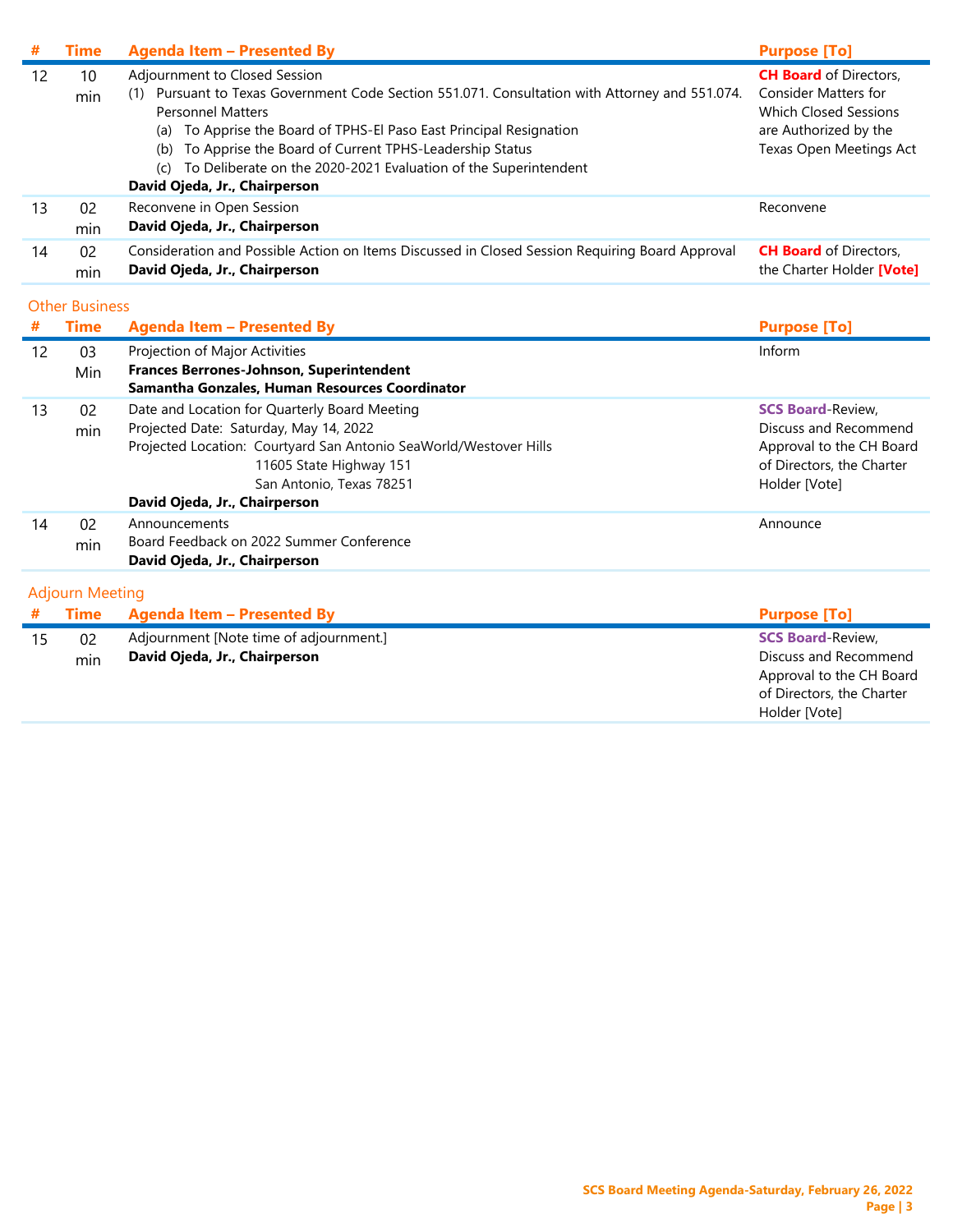| # | Time | Agenda Item – Presented By | Purpose [To] |
|---|---|---|---|
| 12 | 10 min | Adjournment to Closed Session<br>(1) Pursuant to Texas Government Code Section 551.071. Consultation with Attorney and 551.074. Personnel Matters<br>(a) To Apprise the Board of TPHS-El Paso East Principal Resignation<br>(b) To Apprise the Board of Current TPHS-Leadership Status<br>(c) To Deliberate on the 2020-2021 Evaluation of the Superintendent<br>**David Ojeda, Jr., Chairperson** | **CH Board** of Directors, Consider Matters for Which Closed Sessions are Authorized by the Texas Open Meetings Act |
| 13 | 02 min | Reconvene in Open Session<br>**David Ojeda, Jr., Chairperson** | Reconvene |
| 14 | 02 min | Consideration and Possible Action on Items Discussed in Closed Session Requiring Board Approval<br>**David Ojeda, Jr., Chairperson** | **CH Board** of Directors, the Charter Holder **[Vote]** |

## Other Business

| # | Time | Agenda Item – Presented By | Purpose [To] |
|---|---|---|---|
| 12 | 03 Min | Projection of Major Activities<br>**Frances Berrones-Johnson, Superintendent**<br>**Samantha Gonzales, Human Resources Coordinator** | Inform |
| 13 | 02 min | Date and Location for Quarterly Board Meeting<br>Projected Date: Saturday, May 14, 2022<br>Projected Location: Courtyard San Antonio SeaWorld/Westover Hills<br>11605 State Highway 151<br>San Antonio, Texas 78251<br>**David Ojeda, Jr., Chairperson** | **SCS Board**-Review, Discuss and Recommend Approval to the CH Board of Directors, the Charter Holder [Vote] |
| 14 | 02 min | Announcements<br>Board Feedback on 2022 Summer Conference<br>**David Ojeda, Jr., Chairperson** | Announce |

## Adjourn Meeting

| # | Time | Agenda Item – Presented By | Purpose [To] |
|---|---|---|---|
| 15 | 02 min | Adjournment [Note time of adjournment.]<br>**David Ojeda, Jr., Chairperson** | **SCS Board**-Review, Discuss and Recommend Approval to the CH Board of Directors, the Charter Holder [Vote] |